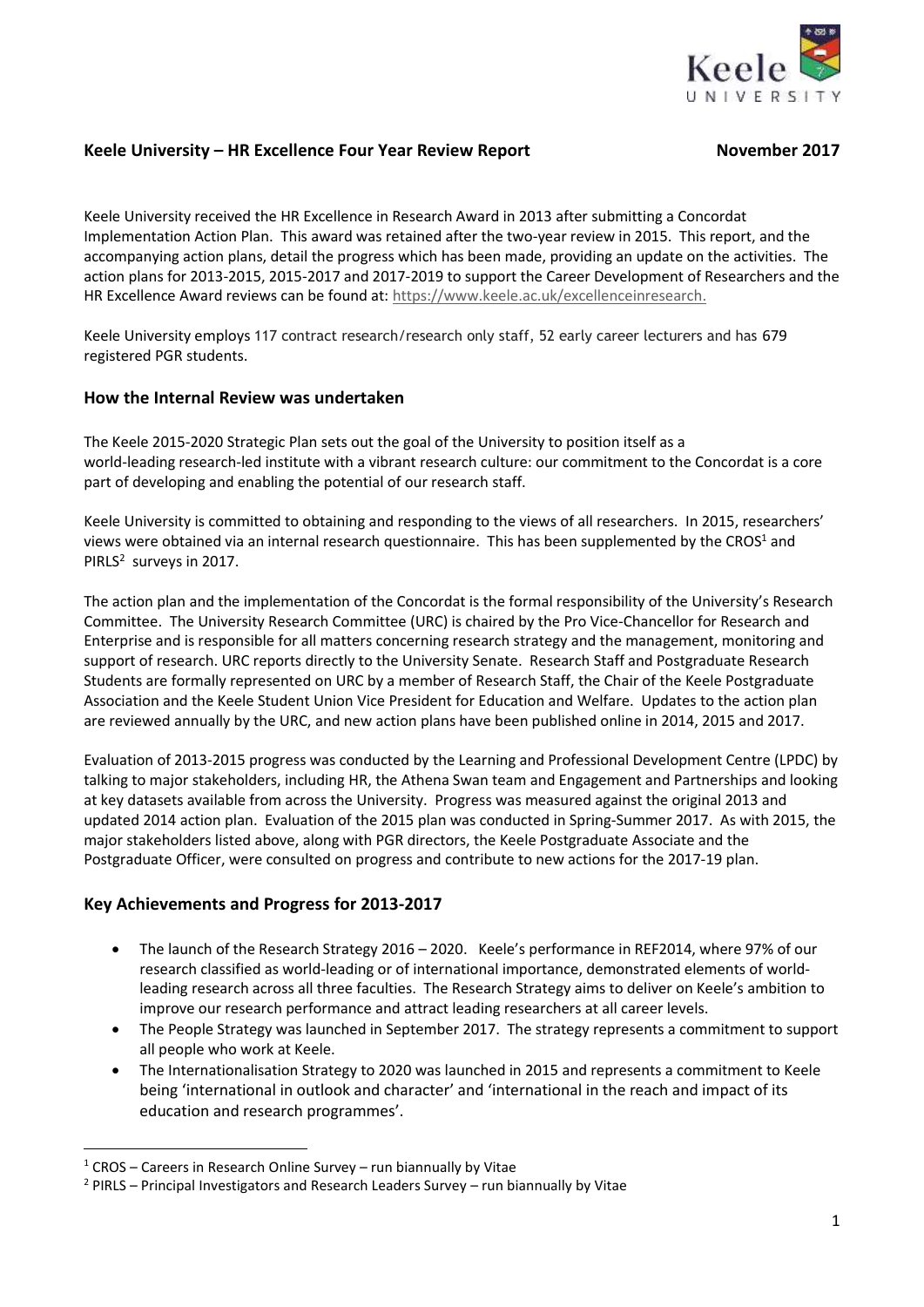## Keele University – HR Excellence Four Year Review Report **November 2017**

Keele University received the HR Excellence in Research Award in 2013 after submitting a Concordat Implementation Action Plan. This award was retained after the two-year review in 2015. This report, and the accompanying action plans, detail the progress which has been made, providing an update on the activities. The action plans for 2013-2015, 2015-2017 and 2017-2019 to support the Career Development of Researchers and the HR Excellence Award reviews can be found at: https://www.keele.ac.uk/excellenceinresearch.

Keele University employs 117 contract research/research only staff, 52 early career lecturers and has 679 registered PGR students.

### How the Internal Review was undertaken

The Keele 2015-2020 Strategic Plan sets out the goal of the University to position itself as a world-leading research-led institute with a vibrant research culture: our commitment to the Concordat is a core part of developing and enabling the potential of our research staff.

Keele University is committed to obtaining and responding to the views of all researchers. In 2015, researchers' views were obtained via an internal research questionnaire. This has been supplemented by the CROS[1] and PIRLS[2] surveys in 2017.

The action plan and the implementation of the Concordat is the formal responsibility of the University's Research Committee. The University Research Committee (URC) is chaired by the Pro Vice-Chancellor for Research and Enterprise and is responsible for all matters concerning research strategy and the management, monitoring and support of research. URC reports directly to the University Senate. Research Staff and Postgraduate Research Students are formally represented on URC by a member of Research Staff, the Chair of the Keele Postgraduate Association and the Keele Student Union Vice President for Education and Welfare. Updates to the action plan are reviewed annually by the URC, and new action plans have been published online in 2014, 2015 and 2017.

Evaluation of 2013-2015 progress was conducted by the Learning and Professional Development Centre (LPDC) by talking to major stakeholders, including HR, the Athena Swan team and Engagement and Partnerships and looking at key datasets available from across the University. Progress was measured against the original 2013 and updated 2014 action plan. Evaluation of the 2015 plan was conducted in Spring-Summer 2017. As with 2015, the major stakeholders listed above, along with PGR directors, the Keele Postgraduate Associate and the Postgraduate Officer, were consulted on progress and contribute to new actions for the 2017-19 plan.

### Key Achievements and Progress for 2013-2017

- The launch of the Research Strategy 2016 – 2020. Keele's performance in REF2014, where 97% of our research classified as world-leading or of international importance, demonstrated elements of world-leading research across all three faculties. The Research Strategy aims to deliver on Keele's ambition to improve our research performance and attract leading researchers at all career levels.
- The People Strategy was launched in September 2017. The strategy represents a commitment to support all people who work at Keele.
- The Internationalisation Strategy to 2020 was launched in 2015 and represents a commitment to Keele being 'international in outlook and character' and 'international in the reach and impact of its education and research programmes'.

[1] CROS – Careers in Research Online Survey – run biannually by Vitae

[2] PIRLS – Principal Investigators and Research Leaders Survey – run biannually by Vitae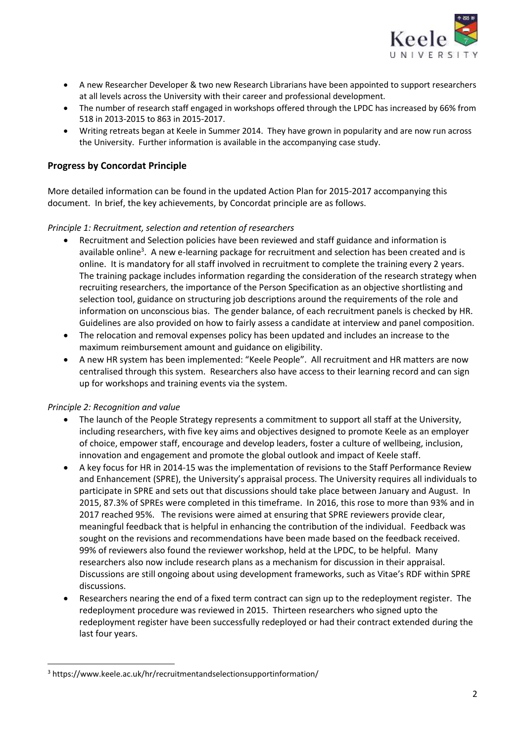- A new Researcher Developer & two new Research Librarians have been appointed to support researchers at all levels across the University with their career and professional development.
- The number of research staff engaged in workshops offered through the LPDC has increased by 66% from 518 in 2013-2015 to 863 in 2015-2017.
- Writing retreats began at Keele in Summer 2014. They have grown in popularity and are now run across the University. Further information is available in the accompanying case study.

## Progress by Concordat Principle

More detailed information can be found in the updated Action Plan for 2015-2017 accompanying this document. In brief, the key achievements, by Concordat principle are as follows.

*Principle 1: Recruitment, selection and retention of researchers*

- Recruitment and Selection policies have been reviewed and staff guidance and information is available online[3]. A new e-learning package for recruitment and selection has been created and is online. It is mandatory for all staff involved in recruitment to complete the training every 2 years. The training package includes information regarding the consideration of the research strategy when recruiting researchers, the importance of the Person Specification as an objective shortlisting and selection tool, guidance on structuring job descriptions around the requirements of the role and information on unconscious bias. The gender balance, of each recruitment panels is checked by HR. Guidelines are also provided on how to fairly assess a candidate at interview and panel composition.
- The relocation and removal expenses policy has been updated and includes an increase to the maximum reimbursement amount and guidance on eligibility.
- A new HR system has been implemented: "Keele People". All recruitment and HR matters are now centralised through this system. Researchers also have access to their learning record and can sign up for workshops and training events via the system.

*Principle 2: Recognition and value*

- The launch of the People Strategy represents a commitment to support all staff at the University, including researchers, with five key aims and objectives designed to promote Keele as an employer of choice, empower staff, encourage and develop leaders, foster a culture of wellbeing, inclusion, innovation and engagement and promote the global outlook and impact of Keele staff.
- A key focus for HR in 2014-15 was the implementation of revisions to the Staff Performance Review and Enhancement (SPRE), the University's appraisal process. The University requires all individuals to participate in SPRE and sets out that discussions should take place between January and August. In 2015, 87.3% of SPREs were completed in this timeframe. In 2016, this rose to more than 93% and in 2017 reached 95%. The revisions were aimed at ensuring that SPRE reviewers provide clear, meaningful feedback that is helpful in enhancing the contribution of the individual. Feedback was sought on the revisions and recommendations have been made based on the feedback received. 99% of reviewers also found the reviewer workshop, held at the LPDC, to be helpful. Many researchers also now include research plans as a mechanism for discussion in their appraisal. Discussions are still ongoing about using development frameworks, such as Vitae's RDF within SPRE discussions.
- Researchers nearing the end of a fixed term contract can sign up to the redeployment register. The redeployment procedure was reviewed in 2015. Thirteen researchers who signed upto the redeployment register have been successfully redeployed or had their contract extended during the last four years.

[3] https://www.keele.ac.uk/hr/recruitmentandselectionsupportinformation/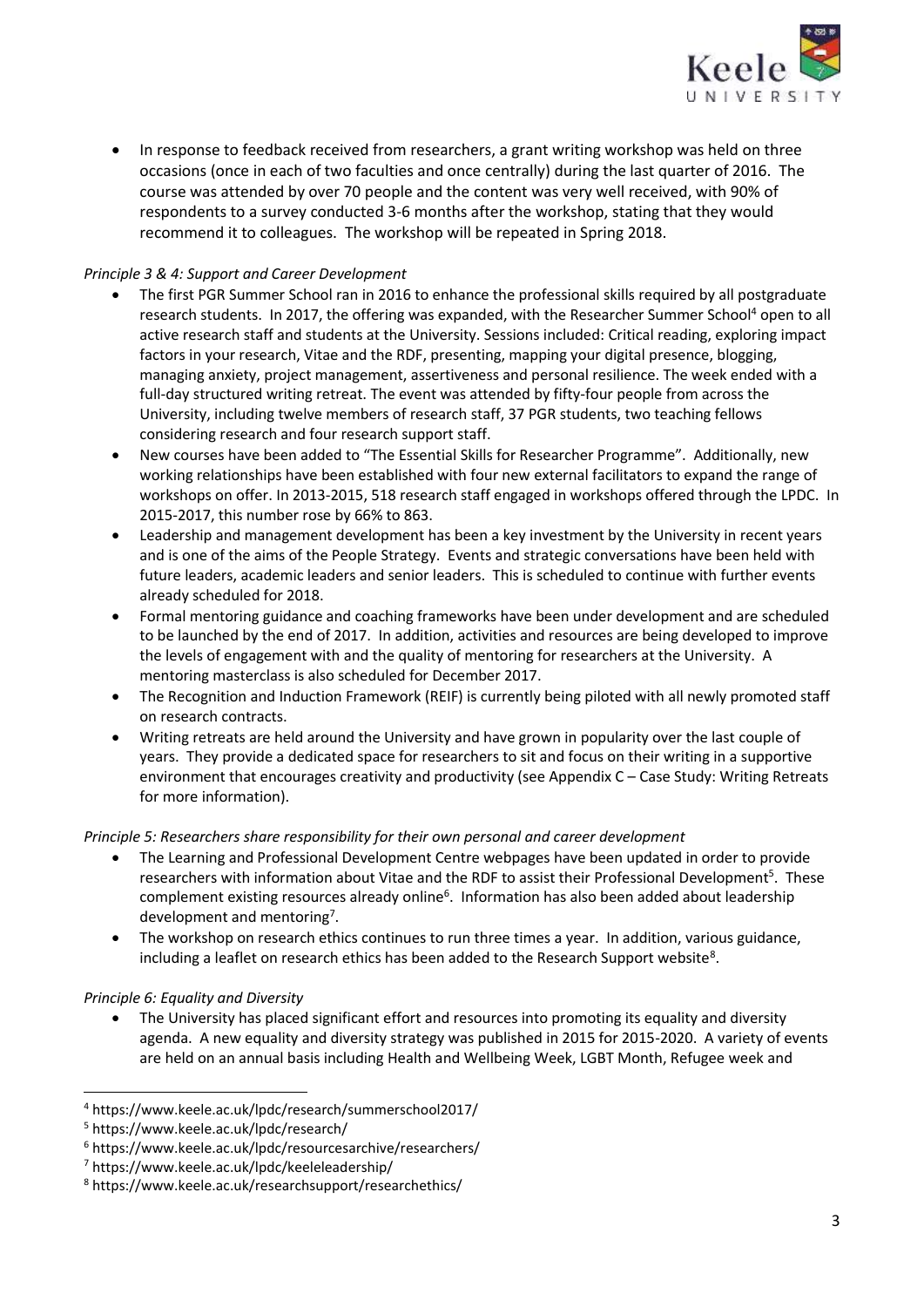- In response to feedback received from researchers, a grant writing workshop was held on three occasions (once in each of two faculties and once centrally) during the last quarter of 2016. The course was attended by over 70 people and the content was very well received, with 90% of respondents to a survey conducted 3-6 months after the workshop, stating that they would recommend it to colleagues. The workshop will be repeated in Spring 2018.

*Principle 3 & 4: Support and Career Development*

- The first PGR Summer School ran in 2016 to enhance the professional skills required by all postgraduate research students. In 2017, the offering was expanded, with the Researcher Summer School[4] open to all active research staff and students at the University. Sessions included: Critical reading, exploring impact factors in your research, Vitae and the RDF, presenting, mapping your digital presence, blogging, managing anxiety, project management, assertiveness and personal resilience. The week ended with a full-day structured writing retreat. The event was attended by fifty-four people from across the University, including twelve members of research staff, 37 PGR students, two teaching fellows considering research and four research support staff.
- New courses have been added to "The Essential Skills for Researcher Programme". Additionally, new working relationships have been established with four new external facilitators to expand the range of workshops on offer. In 2013-2015, 518 research staff engaged in workshops offered through the LPDC. In 2015-2017, this number rose by 66% to 863.
- Leadership and management development has been a key investment by the University in recent years and is one of the aims of the People Strategy. Events and strategic conversations have been held with future leaders, academic leaders and senior leaders. This is scheduled to continue with further events already scheduled for 2018.
- Formal mentoring guidance and coaching frameworks have been under development and are scheduled to be launched by the end of 2017. In addition, activities and resources are being developed to improve the levels of engagement with and the quality of mentoring for researchers at the University. A mentoring masterclass is also scheduled for December 2017.
- The Recognition and Induction Framework (REIF) is currently being piloted with all newly promoted staff on research contracts.
- Writing retreats are held around the University and have grown in popularity over the last couple of years. They provide a dedicated space for researchers to sit and focus on their writing in a supportive environment that encourages creativity and productivity (see Appendix C – Case Study: Writing Retreats for more information).

*Principle 5: Researchers share responsibility for their own personal and career development*

- The Learning and Professional Development Centre webpages have been updated in order to provide researchers with information about Vitae and the RDF to assist their Professional Development[5]. These complement existing resources already online[6]. Information has also been added about leadership development and mentoring[7].
- The workshop on research ethics continues to run three times a year. In addition, various guidance, including a leaflet on research ethics has been added to the Research Support website[8].

*Principle 6: Equality and Diversity*

- The University has placed significant effort and resources into promoting its equality and diversity agenda. A new equality and diversity strategy was published in 2015 for 2015-2020. A variety of events are held on an annual basis including Health and Wellbeing Week, LGBT Month, Refugee week and

---

[4] https://www.keele.ac.uk/lpdc/research/summerschool2017/

[5] https://www.keele.ac.uk/lpdc/research/

[6] https://www.keele.ac.uk/lpdc/resourcesarchive/researchers/

[7] https://www.keele.ac.uk/lpdc/keeleleadership/

[8] https://www.keele.ac.uk/researchsupport/researchethics/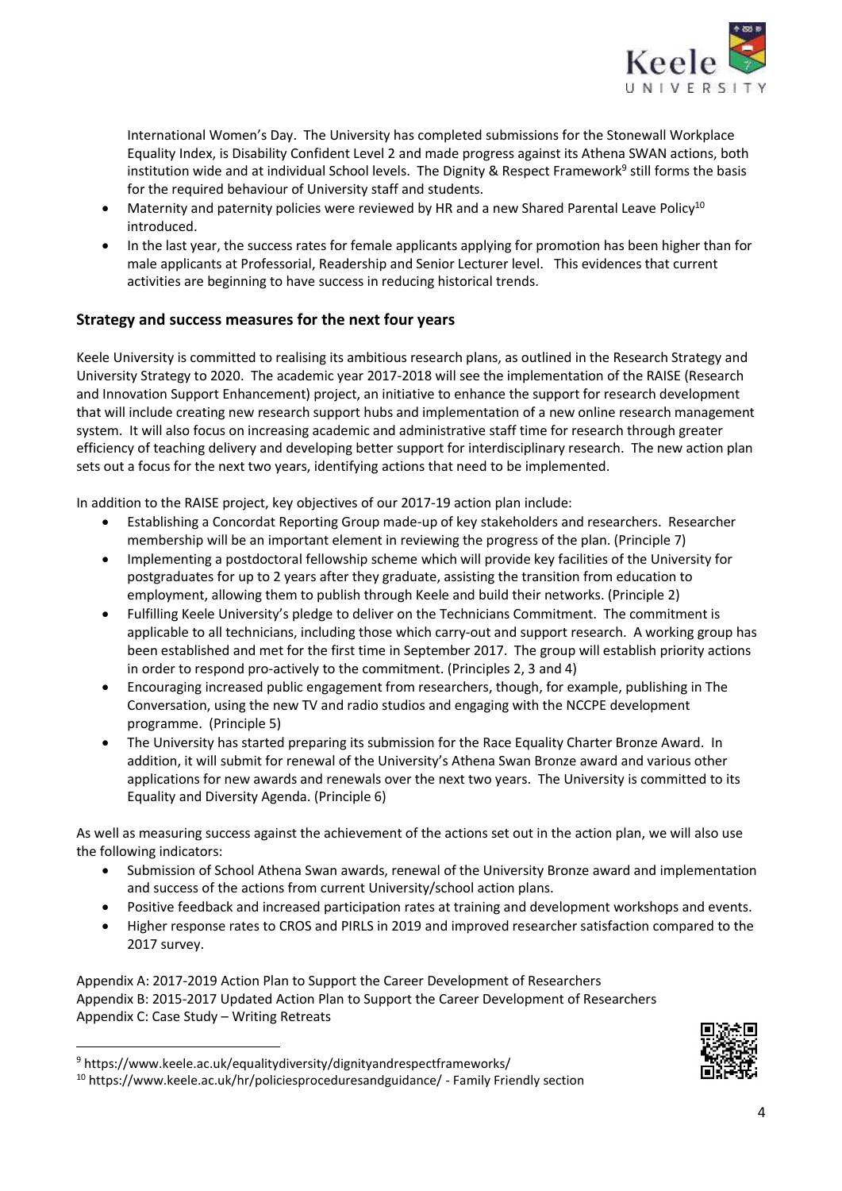International Women's Day. The University has completed submissions for the Stonewall Workplace Equality Index, is Disability Confident Level 2 and made progress against its Athena SWAN actions, both institution wide and at individual School levels. The Dignity & Respect Framework[9] still forms the basis for the required behaviour of University staff and students.

- Maternity and paternity policies were reviewed by HR and a new Shared Parental Leave Policy[10] introduced.
- In the last year, the success rates for female applicants applying for promotion has been higher than for male applicants at Professorial, Readership and Senior Lecturer level. This evidences that current activities are beginning to have success in reducing historical trends.

## Strategy and success measures for the next four years

Keele University is committed to realising its ambitious research plans, as outlined in the Research Strategy and University Strategy to 2020. The academic year 2017-2018 will see the implementation of the RAISE (Research and Innovation Support Enhancement) project, an initiative to enhance the support for research development that will include creating new research support hubs and implementation of a new online research management system. It will also focus on increasing academic and administrative staff time for research through greater efficiency of teaching delivery and developing better support for interdisciplinary research. The new action plan sets out a focus for the next two years, identifying actions that need to be implemented.

In addition to the RAISE project, key objectives of our 2017-19 action plan include:

- Establishing a Concordat Reporting Group made-up of key stakeholders and researchers. Researcher membership will be an important element in reviewing the progress of the plan. (Principle 7)
- Implementing a postdoctoral fellowship scheme which will provide key facilities of the University for postgraduates for up to 2 years after they graduate, assisting the transition from education to employment, allowing them to publish through Keele and build their networks. (Principle 2)
- Fulfilling Keele University's pledge to deliver on the Technicians Commitment. The commitment is applicable to all technicians, including those which carry-out and support research. A working group has been established and met for the first time in September 2017. The group will establish priority actions in order to respond pro-actively to the commitment. (Principles 2, 3 and 4)
- Encouraging increased public engagement from researchers, though, for example, publishing in The Conversation, using the new TV and radio studios and engaging with the NCCPE development programme. (Principle 5)
- The University has started preparing its submission for the Race Equality Charter Bronze Award. In addition, it will submit for renewal of the University's Athena Swan Bronze award and various other applications for new awards and renewals over the next two years. The University is committed to its Equality and Diversity Agenda. (Principle 6)

As well as measuring success against the achievement of the actions set out in the action plan, we will also use the following indicators:

- Submission of School Athena Swan awards, renewal of the University Bronze award and implementation and success of the actions from current University/school action plans.
- Positive feedback and increased participation rates at training and development workshops and events.
- Higher response rates to CROS and PIRLS in 2019 and improved researcher satisfaction compared to the 2017 survey.

Appendix A: 2017-2019 Action Plan to Support the Career Development of Researchers
Appendix B: 2015-2017 Updated Action Plan to Support the Career Development of Researchers
Appendix C: Case Study – Writing Retreats

[9] https://www.keele.ac.uk/equalitydiversity/dignityandrespectframeworks/

[10] https://www.keele.ac.uk/hr/policiesproceduresandguidance/ - Family Friendly section